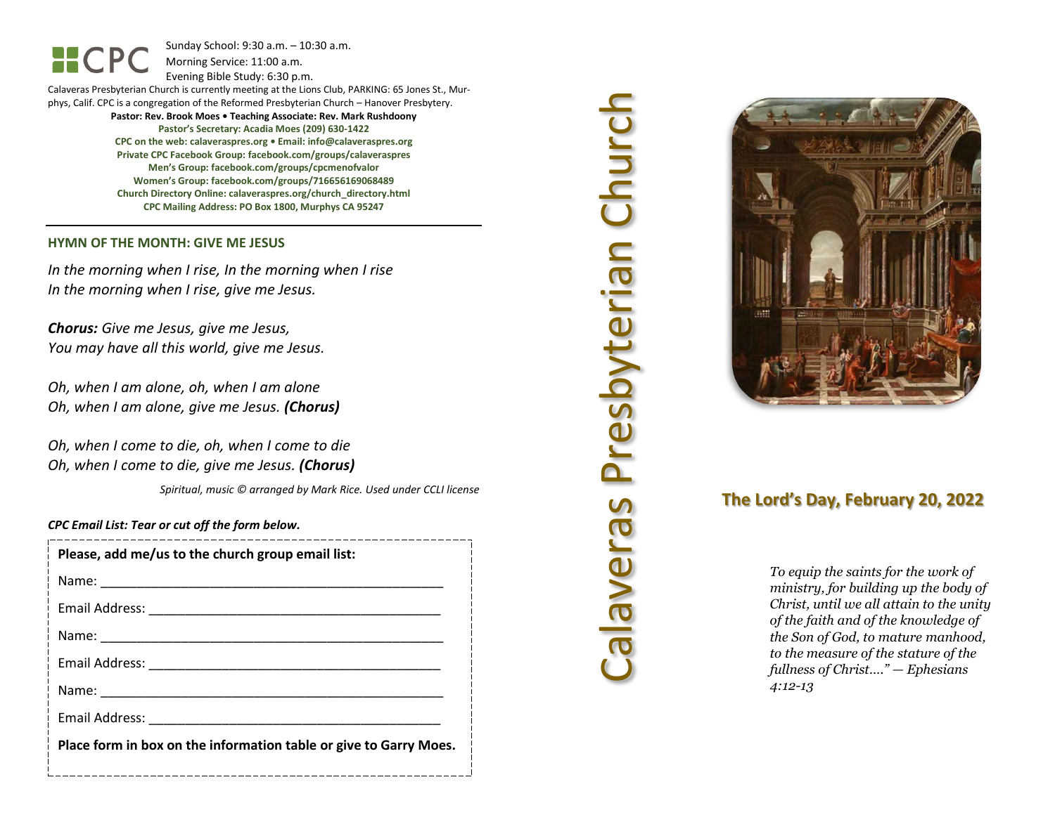CPC

Sunday School: 9:30 a.m. – 10:30 a.m.
Morning Service: 11:00 a.m.
Evening Bible Study: 6:30 p.m.

Calaveras Presbyterian Church is currently meeting at the Lions Club, PARKING: 65 Jones St., Murphys, Calif. CPC is a congregation of the Reformed Presbyterian Church – Hanover Presbytery.

**Pastor: Rev. Brook Moes • Teaching Associate: Rev. Mark Rushdoony**
**Pastor's Secretary: Acadia Moes (209) 630-1422**
**CPC on the web: calaveraspres.org • Email: info@calaveraspres.org**
**Private CPC Facebook Group: facebook.com/groups/calaveraspres**
**Men's Group: facebook.com/groups/cpcmenofvalor**
**Women's Group: facebook.com/groups/716656169068489**
**Church Directory Online: calaveraspres.org/church_directory.html**
**CPC Mailing Address: PO Box 1800, Murphys CA 95247**

## HYMN OF THE MONTH: GIVE ME JESUS

*In the morning when I rise, In the morning when I rise*
*In the morning when I rise, give me Jesus.*

***Chorus:*** *Give me Jesus, give me Jesus,*
*You may have all this world, give me Jesus.*

*Oh, when I am alone, oh, when I am alone*
*Oh, when I am alone, give me Jesus.* ***(Chorus)***

*Oh, when I come to die, oh, when I come to die*
*Oh, when I come to die, give me Jesus.* ***(Chorus)***

*Spiritual, music © arranged by Mark Rice. Used under CCLI license*

***CPC Email List: Tear or cut off the form below.***

**Please, add me/us to the church group email list:**

Name: ______________________________________________

Email Address: ______________________________________

Name: ______________________________________________

Email Address: ______________________________________

Name: ______________________________________________

Email Address: ______________________________________

**Place form in box on the information table or give to Garry Moes.**

# Calaveras Presbyterian Church

## The Lord's Day, February 20, 2022

*To equip the saints for the work of ministry, for building up the body of Christ, until we all attain to the unity of the faith and of the knowledge of the Son of God, to mature manhood, to the measure of the stature of the fullness of Christ…." — Ephesians 4:12-13*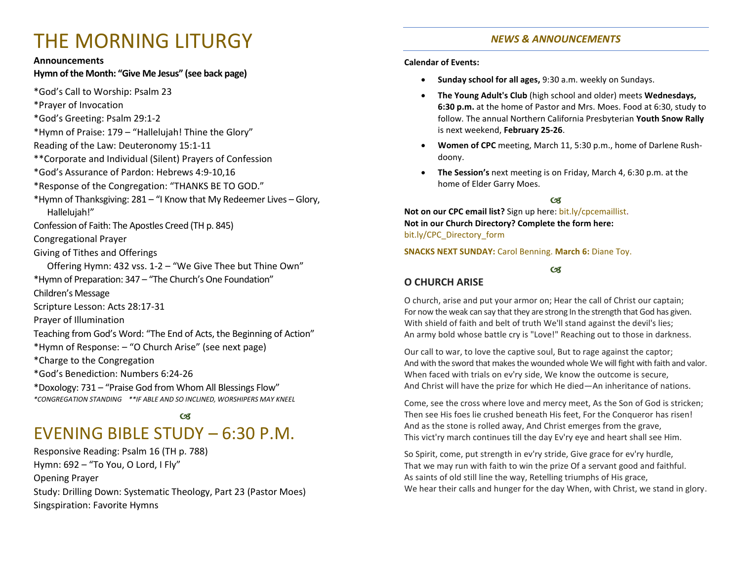# THE MORNING LITURGY

**Announcements**

**Hymn of the Month: "Give Me Jesus" (see back page)**

*God's Call to Worship: Psalm 23

*Prayer of Invocation

*God's Greeting: Psalm 29:1-2

*Hymn of Praise: 179 – "Hallelujah! Thine the Glory"

Reading of the Law: Deuteronomy 15:1-11

**Corporate and Individual (Silent) Prayers of Confession

*God's Assurance of Pardon: Hebrews 4:9-10,16

*Response of the Congregation: "THANKS BE TO GOD."

*Hymn of Thanksgiving: 281 – "I Know that My Redeemer Lives – Glory, Hallelujah!"

Confession of Faith: The Apostles Creed (TH p. 845)

Congregational Prayer

Giving of Tithes and Offerings

Offering Hymn: 432 vss. 1-2 – "We Give Thee but Thine Own"

*Hymn of Preparation: 347 – "The Church's One Foundation"

Children's Message

Scripture Lesson: Acts 28:17-31

Prayer of Illumination

Teaching from God's Word: "The End of Acts, the Beginning of Action"

*Hymn of Response: – "O Church Arise" (see next page)

*Charge to the Congregation

*God's Benediction: Numbers 6:24-26

*Doxology: 731 – "Praise God from Whom All Blessings Flow"

*\*CONGREGATION STANDING   \*\*IF ABLE AND SO INCLINED, WORSHIPERS MAY KNEEL*

☙

# EVENING BIBLE STUDY – 6:30 P.M.

Responsive Reading: Psalm 16 (TH p. 788)

Hymn: 692 – "To You, O Lord, I Fly"

Opening Prayer

Study: Drilling Down: Systematic Theology, Part 23 (Pastor Moes)

Singspiration: Favorite Hymns

## *NEWS & ANNOUNCEMENTS*

**Calendar of Events:**

- **Sunday school for all ages,** 9:30 a.m. weekly on Sundays.
- **The Young Adult's Club** (high school and older) meets **Wednesdays, 6:30 p.m.** at the home of Pastor and Mrs. Moes. Food at 6:30, study to follow. The annual Northern California Presbyterian **Youth Snow Rally** is next weekend, **February 25-26**.
- **Women of CPC** meeting, March 11, 5:30 p.m., home of Darlene Rushdoony.
- **The Session's** next meeting is on Friday, March 4, 6:30 p.m. at the home of Elder Garry Moes.

☙

**Not on our CPC email list?** Sign up here: bit.ly/cpcemaillist.
**Not in our Church Directory? Complete the form here:**
bit.ly/CPC_Directory_form

**SNACKS NEXT SUNDAY:** Carol Benning. **March 6:** Diane Toy.

☙

## O CHURCH ARISE

O church, arise and put your armor on; Hear the call of Christ our captain;
For now the weak can say that they are strong In the strength that God has given.
With shield of faith and belt of truth We'll stand against the devil's lies;
An army bold whose battle cry is "Love!" Reaching out to those in darkness.

Our call to war, to love the captive soul, But to rage against the captor;
And with the sword that makes the wounded whole We will fight with faith and valor.
When faced with trials on ev'ry side, We know the outcome is secure,
And Christ will have the prize for which He died—An inheritance of nations.

Come, see the cross where love and mercy meet, As the Son of God is stricken;
Then see His foes lie crushed beneath His feet, For the Conqueror has risen!
And as the stone is rolled away, And Christ emerges from the grave,
This vict'ry march continues till the day Ev'ry eye and heart shall see Him.

So Spirit, come, put strength in ev'ry stride, Give grace for ev'ry hurdle,
That we may run with faith to win the prize Of a servant good and faithful.
As saints of old still line the way, Retelling triumphs of His grace,
We hear their calls and hunger for the day When, with Christ, we stand in glory.